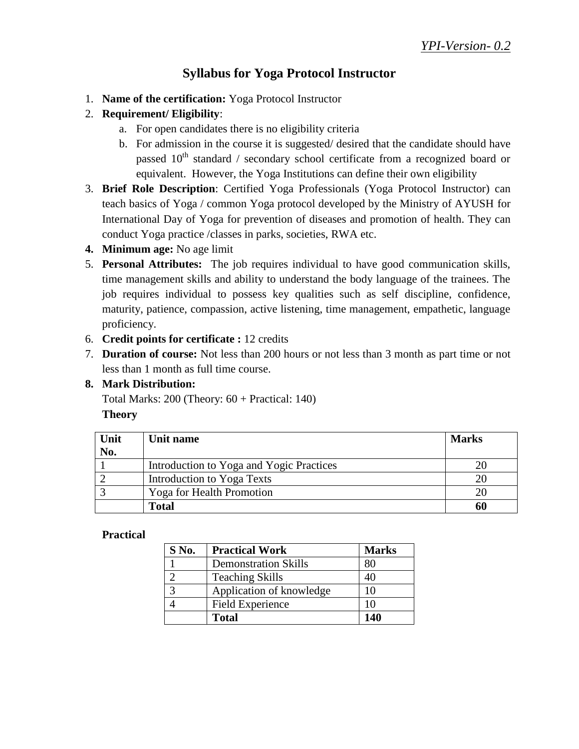*YPI-Version- 0.2*

# Syllabus for Yoga Protocol Instructor

1. **Name of the certification:** Yoga Protocol Instructor
2. **Requirement/ Eligibility**:
   a. For open candidates there is no eligibility criteria
   b. For admission in the course it is suggested/ desired that the candidate should have passed 10th standard / secondary school certificate from a recognized board or equivalent. However, the Yoga Institutions can define their own eligibility
3. **Brief Role Description**: Certified Yoga Professionals (Yoga Protocol Instructor) can teach basics of Yoga / common Yoga protocol developed by the Ministry of AYUSH for International Day of Yoga for prevention of diseases and promotion of health. They can conduct Yoga practice /classes in parks, societies, RWA etc.
4. **Minimum age:** No age limit
5. **Personal Attributes:** The job requires individual to have good communication skills, time management skills and ability to understand the body language of the trainees. The job requires individual to possess key qualities such as self discipline, confidence, maturity, patience, compassion, active listening, time management, empathetic, language proficiency.
6. **Credit points for certificate :** 12 credits
7. **Duration of course:** Not less than 200 hours or not less than 3 month as part time or not less than 1 month as full time course.
8. **Mark Distribution:**

   Total Marks: 200 (Theory: 60 + Practical: 140)

   **Theory**

| Unit No. | Unit name | Marks |
|---|---|---|
| 1 | Introduction to Yoga and Yogic Practices | 20 |
| 2 | Introduction to Yoga Texts | 20 |
| 3 | Yoga for Health Promotion | 20 |
| | **Total** | **60** |

**Practical**

| S No. | Practical Work | Marks |
|---|---|---|
| 1 | Demonstration Skills | 80 |
| 2 | Teaching Skills | 40 |
| 3 | Application of knowledge | 10 |
| 4 | Field Experience | 10 |
| | **Total** | **140** |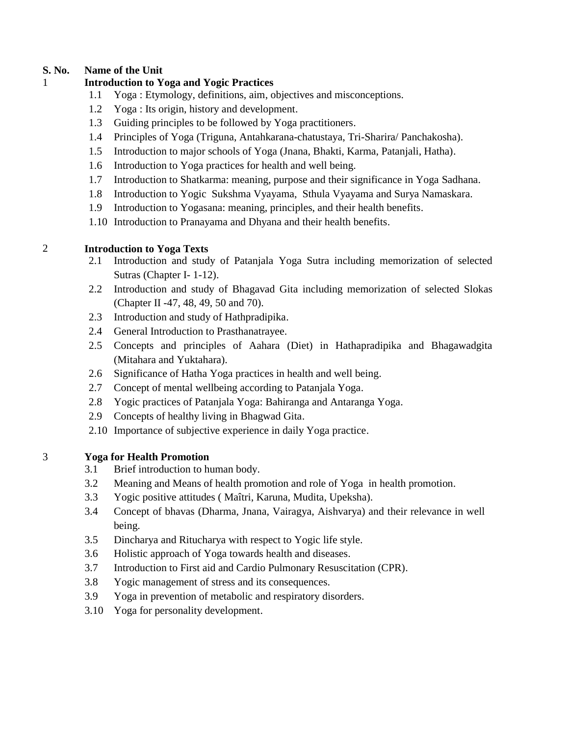**S. No. Name of the Unit**

**1 Introduction to Yoga and Yogic Practices**

- 1.1 Yoga : Etymology, definitions, aim, objectives and misconceptions.
- 1.2 Yoga : Its origin, history and development.
- 1.3 Guiding principles to be followed by Yoga practitioners.
- 1.4 Principles of Yoga (Triguna, Antahkarana-chatustaya, Tri-Sharira/ Panchakosha).
- 1.5 Introduction to major schools of Yoga (Jnana, Bhakti, Karma, Patanjali, Hatha).
- 1.6 Introduction to Yoga practices for health and well being.
- 1.7 Introduction to Shatkarma: meaning, purpose and their significance in Yoga Sadhana.
- 1.8 Introduction to Yogic Sukshma Vyayama, Sthula Vyayama and Surya Namaskara.
- 1.9 Introduction to Yogasana: meaning, principles, and their health benefits.
- 1.10 Introduction to Pranayama and Dhyana and their health benefits.

**2 Introduction to Yoga Texts**

- 2.1 Introduction and study of Patanjala Yoga Sutra including memorization of selected Sutras (Chapter I- 1-12).
- 2.2 Introduction and study of Bhagavad Gita including memorization of selected Slokas (Chapter II -47, 48, 49, 50 and 70).
- 2.3 Introduction and study of Hathpradipika.
- 2.4 General Introduction to Prasthanatrayee.
- 2.5 Concepts and principles of Aahara (Diet) in Hathapradipika and Bhagawadgita (Mitahara and Yuktahara).
- 2.6 Significance of Hatha Yoga practices in health and well being.
- 2.7 Concept of mental wellbeing according to Patanjala Yoga.
- 2.8 Yogic practices of Patanjala Yoga: Bahiranga and Antaranga Yoga.
- 2.9 Concepts of healthy living in Bhagwad Gita.
- 2.10 Importance of subjective experience in daily Yoga practice.

**3 Yoga for Health Promotion**

- 3.1 Brief introduction to human body.
- 3.2 Meaning and Means of health promotion and role of Yoga in health promotion.
- 3.3 Yogic positive attitudes ( Maîtri, Karuna, Mudita, Upeksha).
- 3.4 Concept of bhavas (Dharma, Jnana, Vairagya, Aishvarya) and their relevance in well being.
- 3.5 Dincharya and Ritucharya with respect to Yogic life style.
- 3.6 Holistic approach of Yoga towards health and diseases.
- 3.7 Introduction to First aid and Cardio Pulmonary Resuscitation (CPR).
- 3.8 Yogic management of stress and its consequences.
- 3.9 Yoga in prevention of metabolic and respiratory disorders.
- 3.10 Yoga for personality development.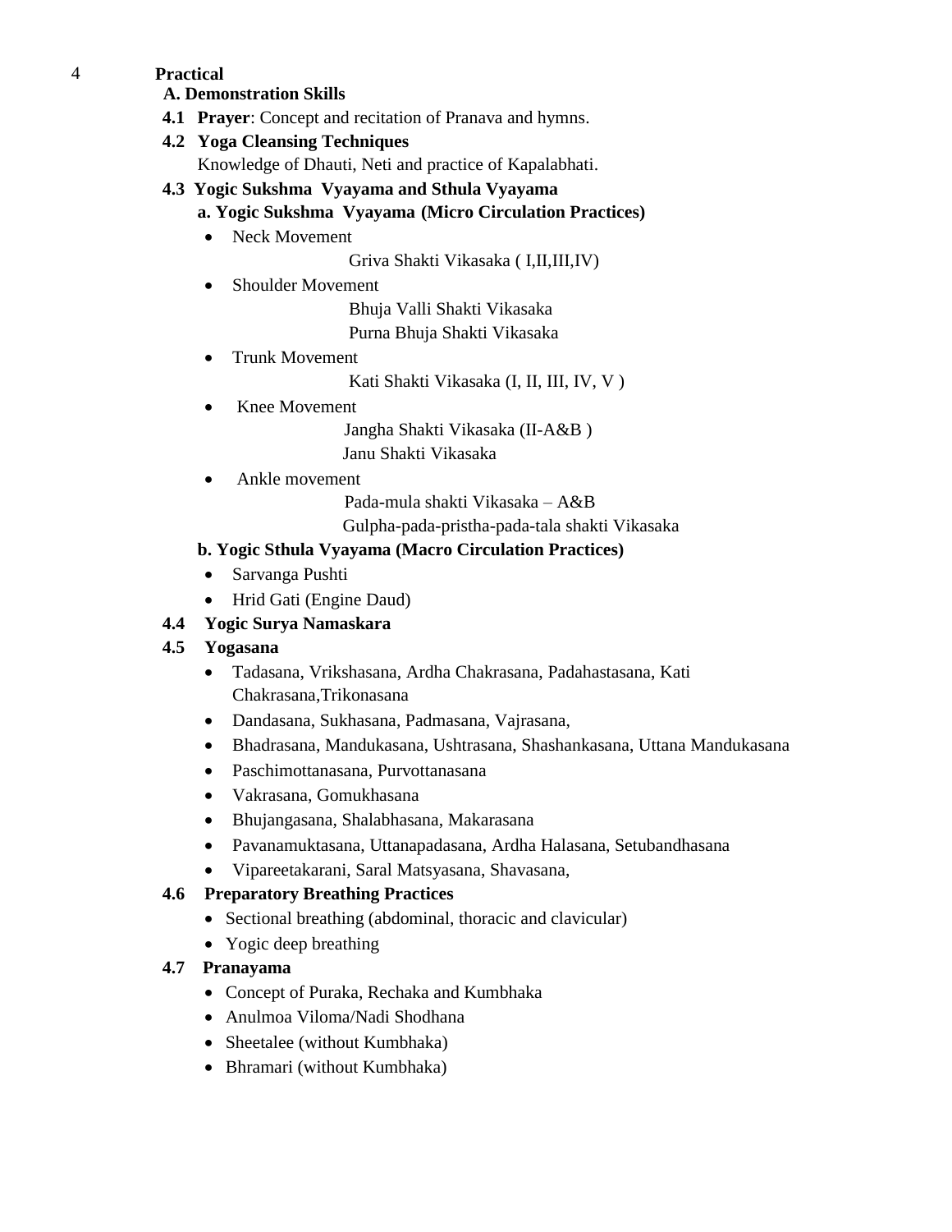4 **Practical**

**A. Demonstration Skills**

**4.1 Prayer**: Concept and recitation of Pranava and hymns.

**4.2 Yoga Cleansing Techniques**

Knowledge of Dhauti, Neti and practice of Kapalabhati.

**4.3 Yogic Sukshma Vyayama and Sthula Vyayama**

**a. Yogic Sukshma Vyayama (Micro Circulation Practices)**

- Neck Movement
  - Griva Shakti Vikasaka ( I,II,III,IV)
- Shoulder Movement
  - Bhuja Valli Shakti Vikasaka
  - Purna Bhuja Shakti Vikasaka
- Trunk Movement
  - Kati Shakti Vikasaka (I, II, III, IV, V )
- Knee Movement
  - Jangha Shakti Vikasaka (II-A&B )
  - Janu Shakti Vikasaka
- Ankle movement
  - Pada-mula shakti Vikasaka – A&B
  - Gulpha-pada-pristha-pada-tala shakti Vikasaka

**b. Yogic Sthula Vyayama (Macro Circulation Practices)**

- Sarvanga Pushti
- Hrid Gati (Engine Daud)

**4.4 Yogic Surya Namaskara**

**4.5 Yogasana**

- Tadasana, Vrikshasana, Ardha Chakrasana, Padahastasana, Kati Chakrasana,Trikonasana
- Dandasana, Sukhasana, Padmasana, Vajrasana,
- Bhadrasana, Mandukasana, Ushtrasana, Shashankasana, Uttana Mandukasana
- Paschimottanasana, Purvottanasana
- Vakrasana, Gomukhasana
- Bhujangasana, Shalabhasana, Makarasana
- Pavanamuktasana, Uttanapadasana, Ardha Halasana, Setubandhasana
- Vipareetakarani, Saral Matsyasana, Shavasana,

**4.6 Preparatory Breathing Practices**

- Sectional breathing (abdominal, thoracic and clavicular)
- Yogic deep breathing

**4.7 Pranayama**

- Concept of Puraka, Rechaka and Kumbhaka
- Anulmoa Viloma/Nadi Shodhana
- Sheetalee (without Kumbhaka)
- Bhramari (without Kumbhaka)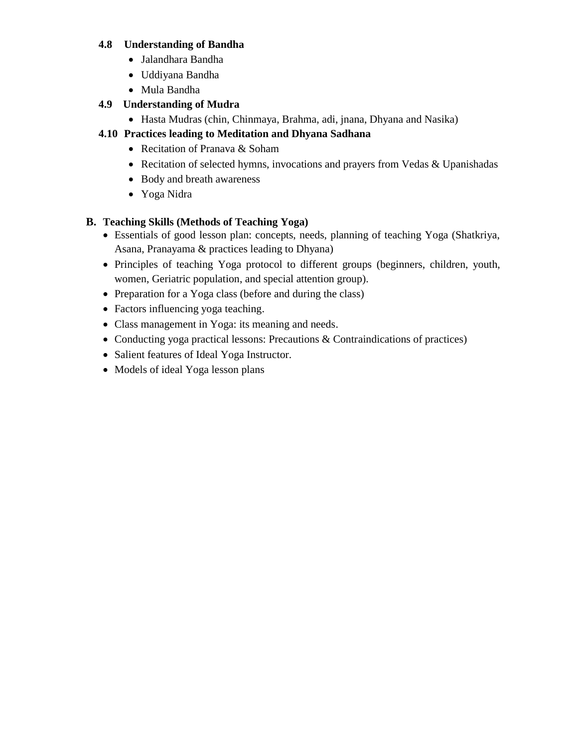### 4.8 Understanding of Bandha

- Jalandhara Bandha
- Uddiyana Bandha
- Mula Bandha

### 4.9 Understanding of Mudra

- Hasta Mudras (chin, Chinmaya, Brahma, adi, jnana, Dhyana and Nasika)

### 4.10 Practices leading to Meditation and Dhyana Sadhana

- Recitation of Pranava & Soham
- Recitation of selected hymns, invocations and prayers from Vedas & Upanishadas
- Body and breath awareness
- Yoga Nidra

## B. Teaching Skills (Methods of Teaching Yoga)

- Essentials of good lesson plan: concepts, needs, planning of teaching Yoga (Shatkriya, Asana, Pranayama & practices leading to Dhyana)
- Principles of teaching Yoga protocol to different groups (beginners, children, youth, women, Geriatric population, and special attention group).
- Preparation for a Yoga class (before and during the class)
- Factors influencing yoga teaching.
- Class management in Yoga: its meaning and needs.
- Conducting yoga practical lessons: Precautions & Contraindications of practices)
- Salient features of Ideal Yoga Instructor.
- Models of ideal Yoga lesson plans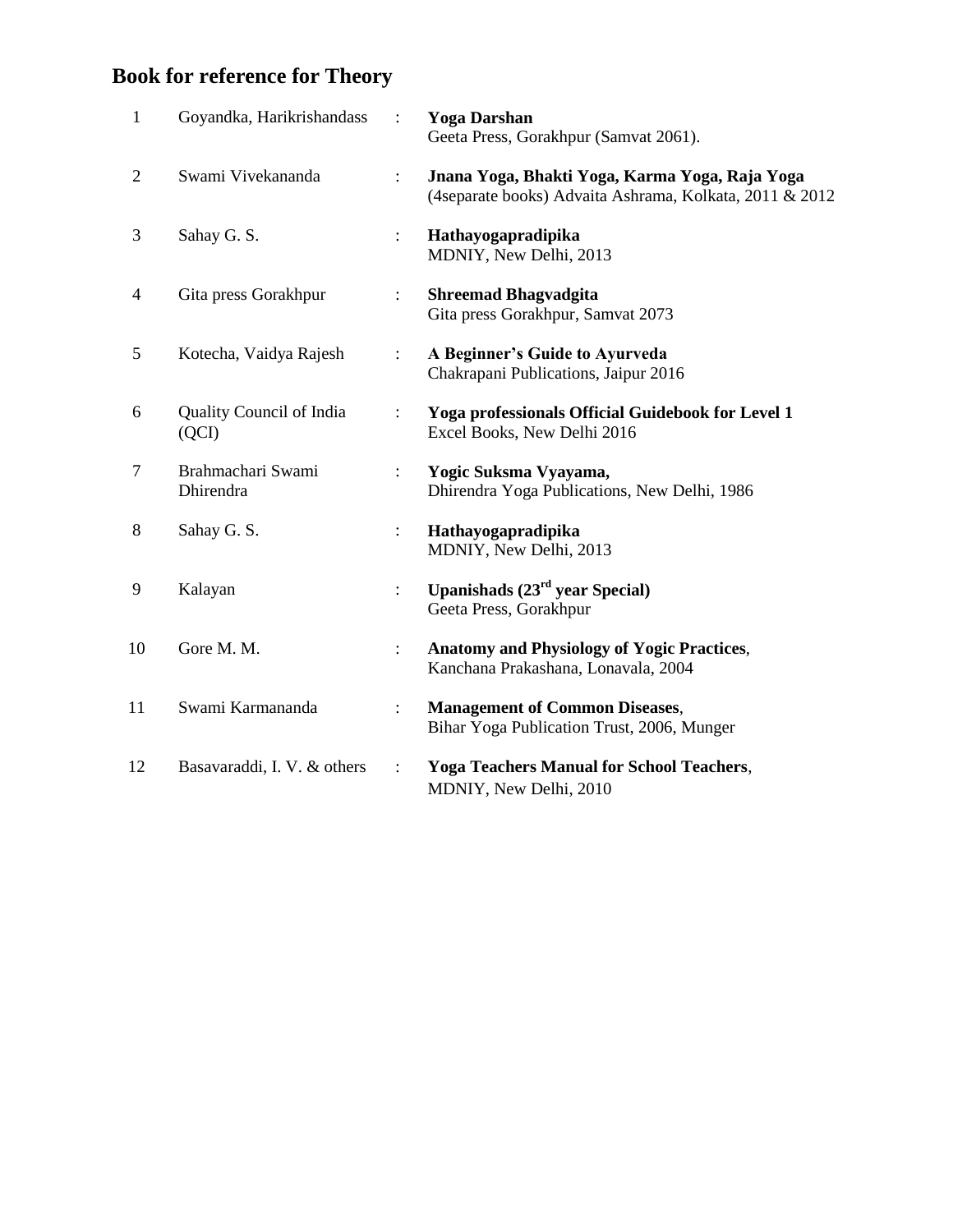# Book for reference for Theory

| | | | |
|---|---|---|---|
| 1 | Goyandka, Harikrishandass | : | **Yoga Darshan**<br>Geeta Press, Gorakhpur (Samvat 2061). |
| 2 | Swami Vivekananda | : | **Jnana Yoga, Bhakti Yoga, Karma Yoga, Raja Yoga**<br>(4separate books) Advaita Ashrama, Kolkata, 2011 & 2012 |
| 3 | Sahay G. S. | : | **Hathayogapradipika**<br>MDNIY, New Delhi, 2013 |
| 4 | Gita press Gorakhpur | : | **Shreemad Bhagvadgita**<br>Gita press Gorakhpur, Samvat 2073 |
| 5 | Kotecha, Vaidya Rajesh | : | **A Beginner's Guide to Ayurveda**<br>Chakrapani Publications, Jaipur 2016 |
| 6 | Quality Council of India (QCI) | : | **Yoga professionals Official Guidebook for Level 1**<br>Excel Books, New Delhi 2016 |
| 7 | Brahmachari Swami Dhirendra | : | **Yogic Suksma Vyayama,**<br>Dhirendra Yoga Publications, New Delhi, 1986 |
| 8 | Sahay G. S. | : | **Hathayogapradipika**<br>MDNIY, New Delhi, 2013 |
| 9 | Kalayan | : | **Upanishads (23rd year Special)**<br>Geeta Press, Gorakhpur |
| 10 | Gore M. M. | : | **Anatomy and Physiology of Yogic Practices**,<br>Kanchana Prakashana, Lonavala, 2004 |
| 11 | Swami Karmananda | : | **Management of Common Diseases**,<br>Bihar Yoga Publication Trust, 2006, Munger |
| 12 | Basavaraddi, I. V. & others | : | **Yoga Teachers Manual for School Teachers**,<br>MDNIY, New Delhi, 2010 |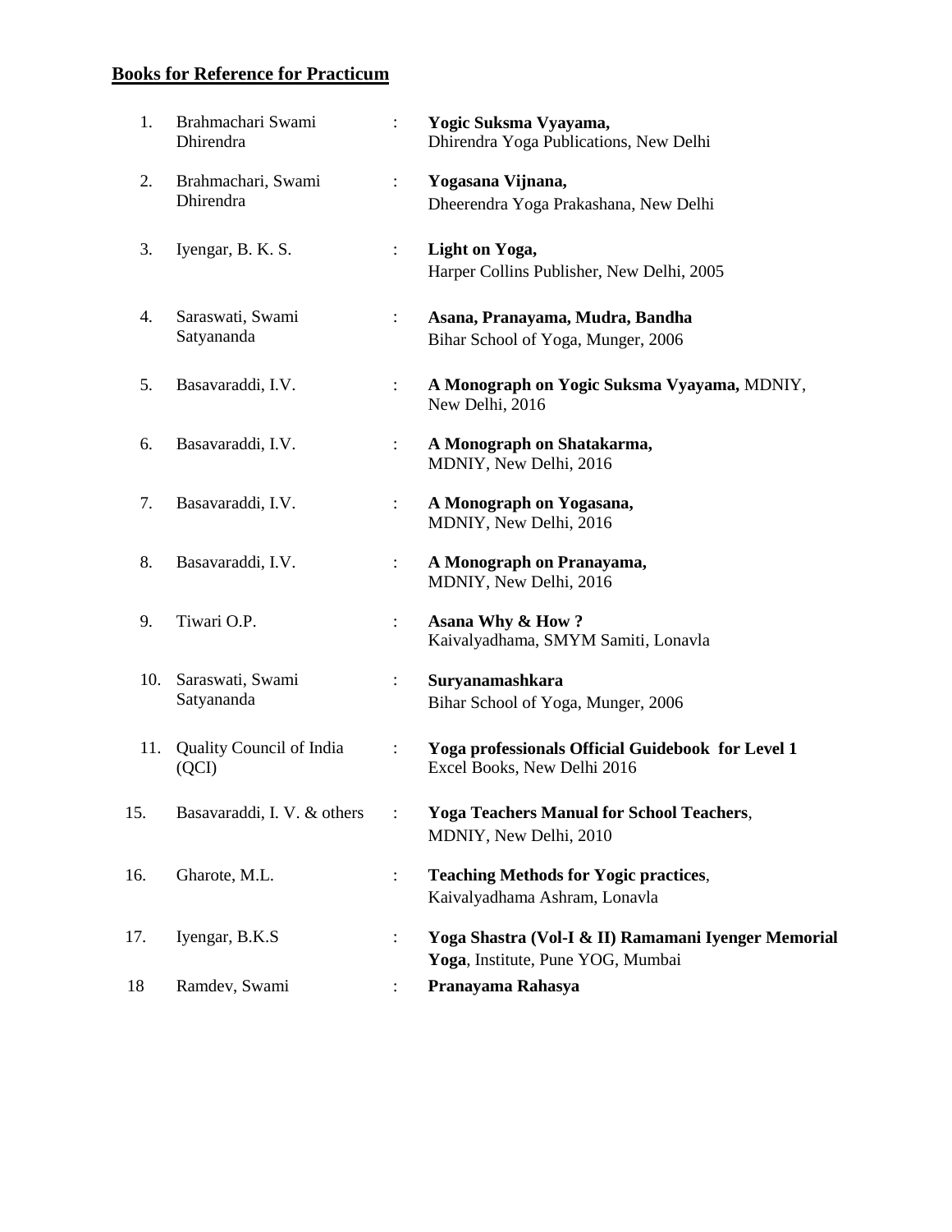## Books for Reference for Practicum

| | | | |
|---|---|---|---|
| 1. | Brahmachari Swami Dhirendra | : | **Yogic Suksma Vyayama,** Dhirendra Yoga Publications, New Delhi |
| 2. | Brahmachari, Swami Dhirendra | : | **Yogasana Vijnana,** Dheerendra Yoga Prakashana, New Delhi |
| 3. | Iyengar, B. K. S. | : | **Light on Yoga,** Harper Collins Publisher, New Delhi, 2005 |
| 4. | Saraswati, Swami Satyananda | : | **Asana, Pranayama, Mudra, Bandha** Bihar School of Yoga, Munger, 2006 |
| 5. | Basavaraddi, I.V. | : | **A Monograph on Yogic Suksma Vyayama,** MDNIY, New Delhi, 2016 |
| 6. | Basavaraddi, I.V. | : | **A Monograph on Shatakarma,** MDNIY, New Delhi, 2016 |
| 7. | Basavaraddi, I.V. | : | **A Monograph on Yogasana,** MDNIY, New Delhi, 2016 |
| 8. | Basavaraddi, I.V. | : | **A Monograph on Pranayama,** MDNIY, New Delhi, 2016 |
| 9. | Tiwari O.P. | : | **Asana Why & How ?** Kaivalyadhama, SMYM Samiti, Lonavla |
| 10. | Saraswati, Swami Satyananda | : | **Suryanamashkara** Bihar School of Yoga, Munger, 2006 |
| 11. | Quality Council of India (QCI) | : | **Yoga professionals Official Guidebook for Level 1** Excel Books, New Delhi 2016 |
| 15. | Basavaraddi, I. V. & others | : | **Yoga Teachers Manual for School Teachers**, MDNIY, New Delhi, 2010 |
| 16. | Gharote, M.L. | : | **Teaching Methods for Yogic practices**, Kaivalyadhama Ashram, Lonavla |
| 17. | Iyengar, B.K.S | : | **Yoga Shastra (Vol-I & II) Ramamani Iyenger Memorial Yoga**, Institute, Pune YOG, Mumbai |
| 18 | Ramdev, Swami | : | **Pranayama Rahasya** |